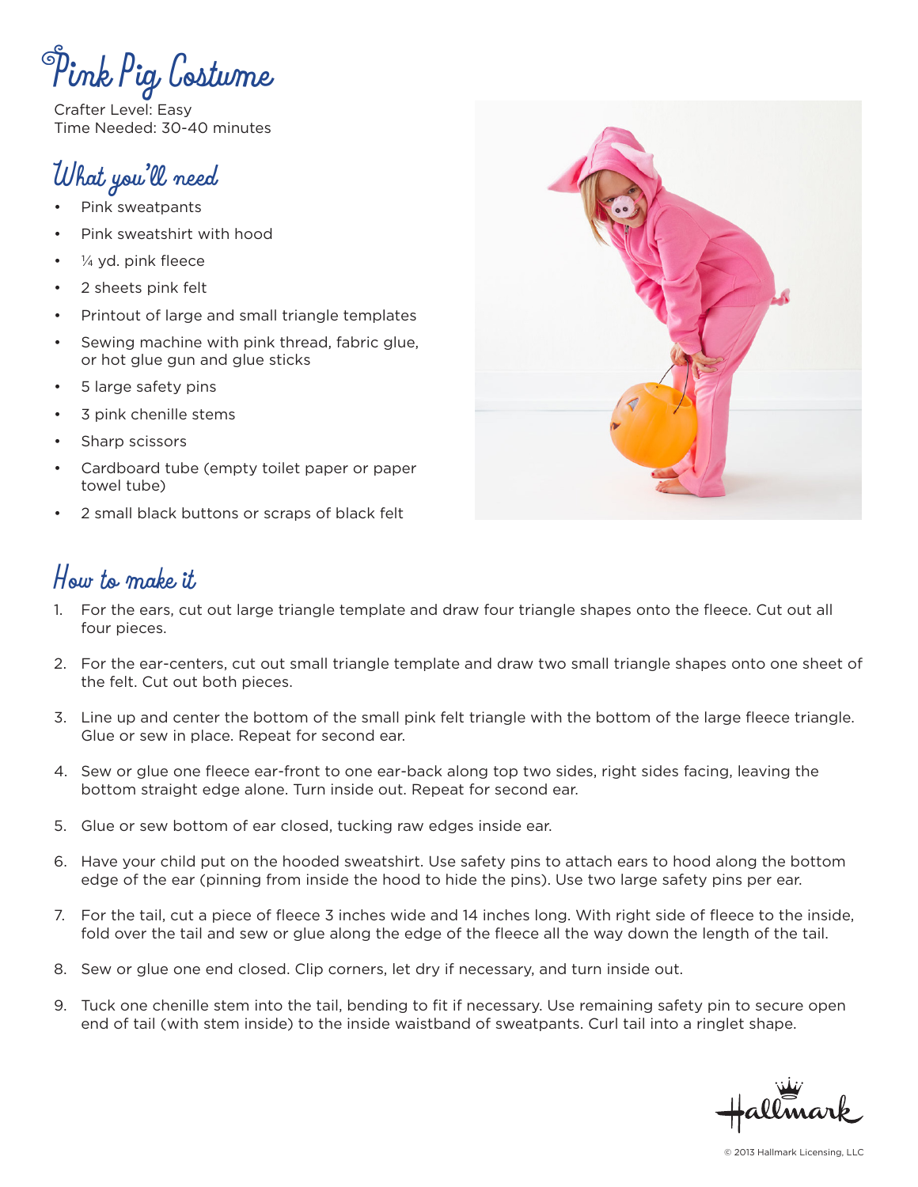# Pink Pig Costume

Crafter Level: Easy
Time Needed: 30-40 minutes

## What you'll need

- Pink sweatpants
- Pink sweatshirt with hood
- ¼ yd. pink fleece
- 2 sheets pink felt
- Printout of large and small triangle templates
- Sewing machine with pink thread, fabric glue, or hot glue gun and glue sticks
- 5 large safety pins
- 3 pink chenille stems
- Sharp scissors
- Cardboard tube (empty toilet paper or paper towel tube)
- 2 small black buttons or scraps of black felt

## How to make it

1. For the ears, cut out large triangle template and draw four triangle shapes onto the fleece. Cut out all four pieces.
2. For the ear-centers, cut out small triangle template and draw two small triangle shapes onto one sheet of the felt. Cut out both pieces.
3. Line up and center the bottom of the small pink felt triangle with the bottom of the large fleece triangle. Glue or sew in place. Repeat for second ear.
4. Sew or glue one fleece ear-front to one ear-back along top two sides, right sides facing, leaving the bottom straight edge alone. Turn inside out. Repeat for second ear.
5. Glue or sew bottom of ear closed, tucking raw edges inside ear.
6. Have your child put on the hooded sweatshirt. Use safety pins to attach ears to hood along the bottom edge of the ear (pinning from inside the hood to hide the pins). Use two large safety pins per ear.
7. For the tail, cut a piece of fleece 3 inches wide and 14 inches long. With right side of fleece to the inside, fold over the tail and sew or glue along the edge of the fleece all the way down the length of the tail.
8. Sew or glue one end closed. Clip corners, let dry if necessary, and turn inside out.
9. Tuck one chenille stem into the tail, bending to fit if necessary. Use remaining safety pin to secure open end of tail (with stem inside) to the inside waistband of sweatpants. Curl tail into a ringlet shape.

Hallmark

© 2013 Hallmark Licensing, LLC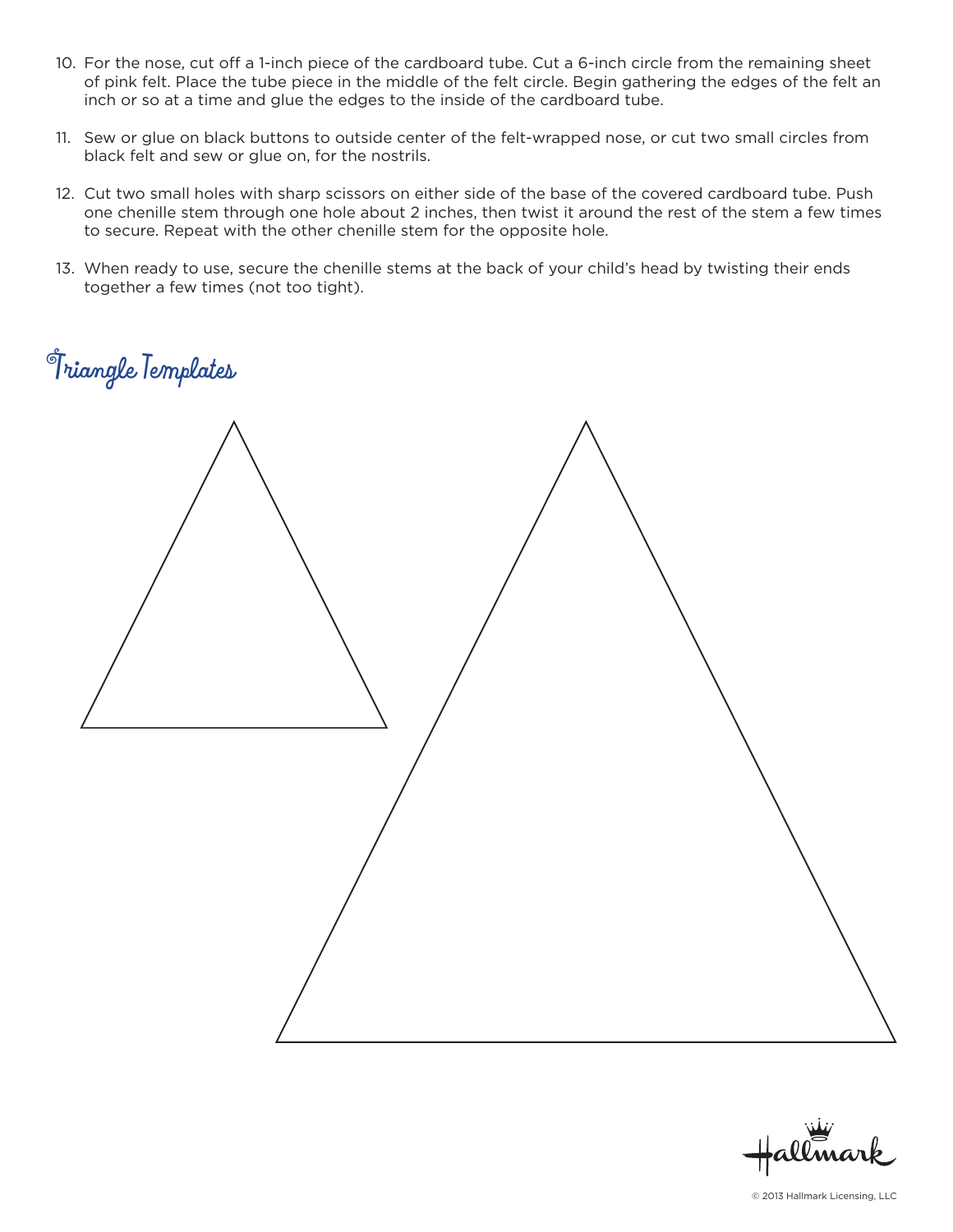10. For the nose, cut off a 1-inch piece of the cardboard tube. Cut a 6-inch circle from the remaining sheet of pink felt. Place the tube piece in the middle of the felt circle. Begin gathering the edges of the felt an inch or so at a time and glue the edges to the inside of the cardboard tube.

11. Sew or glue on black buttons to outside center of the felt-wrapped nose, or cut two small circles from black felt and sew or glue on, for the nostrils.

12. Cut two small holes with sharp scissors on either side of the base of the covered cardboard tube. Push one chenille stem through one hole about 2 inches, then twist it around the rest of the stem a few times to secure. Repeat with the other chenille stem for the opposite hole.

13. When ready to use, secure the chenille stems at the back of your child's head by twisting their ends together a few times (not too tight).

## Triangle Templates

Hallmark

© 2013 Hallmark Licensing, LLC